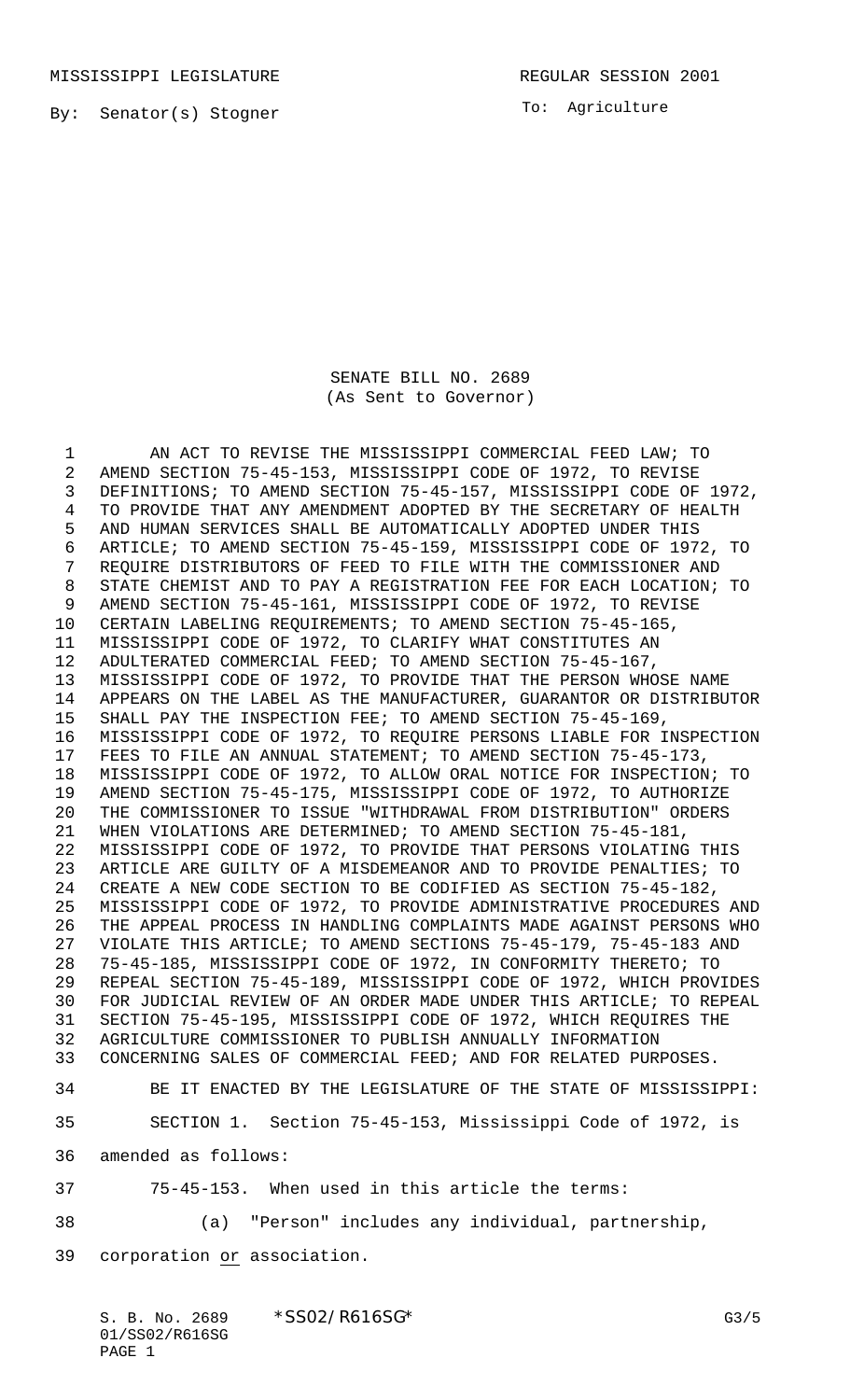MISSISSIPPI LEGISLATURE REGULAR SESSION 2001

By: Senator(s) Stogner

To: Agriculture

SENATE BILL NO. 2689
(As Sent to Governor)

AN ACT TO REVISE THE MISSISSIPPI COMMERCIAL FEED LAW; TO AMEND SECTION 75-45-153, MISSISSIPPI CODE OF 1972, TO REVISE DEFINITIONS; TO AMEND SECTION 75-45-157, MISSISSIPPI CODE OF 1972, TO PROVIDE THAT ANY AMENDMENT ADOPTED BY THE SECRETARY OF HEALTH AND HUMAN SERVICES SHALL BE AUTOMATICALLY ADOPTED UNDER THIS ARTICLE; TO AMEND SECTION 75-45-159, MISSISSIPPI CODE OF 1972, TO REQUIRE DISTRIBUTORS OF FEED TO FILE WITH THE COMMISSIONER AND STATE CHEMIST AND TO PAY A REGISTRATION FEE FOR EACH LOCATION; TO AMEND SECTION 75-45-161, MISSISSIPPI CODE OF 1972, TO REVISE CERTAIN LABELING REQUIREMENTS; TO AMEND SECTION 75-45-165, MISSISSIPPI CODE OF 1972, TO CLARIFY WHAT CONSTITUTES AN ADULTERATED COMMERCIAL FEED; TO AMEND SECTION 75-45-167, MISSISSIPPI CODE OF 1972, TO PROVIDE THAT THE PERSON WHOSE NAME APPEARS ON THE LABEL AS THE MANUFACTURER, GUARANTOR OR DISTRIBUTOR SHALL PAY THE INSPECTION FEE; TO AMEND SECTION 75-45-169, MISSISSIPPI CODE OF 1972, TO REQUIRE PERSONS LIABLE FOR INSPECTION FEES TO FILE AN ANNUAL STATEMENT; TO AMEND SECTION 75-45-173, MISSISSIPPI CODE OF 1972, TO ALLOW ORAL NOTICE FOR INSPECTION; TO AMEND SECTION 75-45-175, MISSISSIPPI CODE OF 1972, TO AUTHORIZE THE COMMISSIONER TO ISSUE "WITHDRAWAL FROM DISTRIBUTION" ORDERS WHEN VIOLATIONS ARE DETERMINED; TO AMEND SECTION 75-45-181, MISSISSIPPI CODE OF 1972, TO PROVIDE THAT PERSONS VIOLATING THIS ARTICLE ARE GUILTY OF A MISDEMEANOR AND TO PROVIDE PENALTIES; TO CREATE A NEW CODE SECTION TO BE CODIFIED AS SECTION 75-45-182, MISSISSIPPI CODE OF 1972, TO PROVIDE ADMINISTRATIVE PROCEDURES AND THE APPEAL PROCESS IN HANDLING COMPLAINTS MADE AGAINST PERSONS WHO VIOLATE THIS ARTICLE; TO AMEND SECTIONS 75-45-179, 75-45-183 AND 75-45-185, MISSISSIPPI CODE OF 1972, IN CONFORMITY THERETO; TO REPEAL SECTION 75-45-189, MISSISSIPPI CODE OF 1972, WHICH PROVIDES FOR JUDICIAL REVIEW OF AN ORDER MADE UNDER THIS ARTICLE; TO REPEAL SECTION 75-45-195, MISSISSIPPI CODE OF 1972, WHICH REQUIRES THE AGRICULTURE COMMISSIONER TO PUBLISH ANNUALLY INFORMATION CONCERNING SALES OF COMMERCIAL FEED; AND FOR RELATED PURPOSES.

BE IT ENACTED BY THE LEGISLATURE OF THE STATE OF MISSISSIPPI:

SECTION 1. Section 75-45-153, Mississippi Code of 1972, is amended as follows:

75-45-153. When used in this article the terms:

(a) "Person" includes any individual, partnership, corporation or association.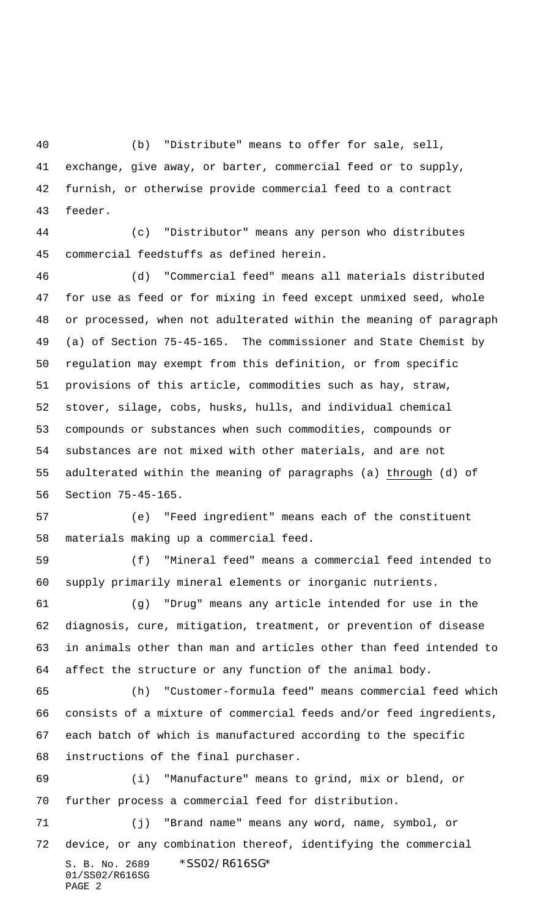(b) "Distribute" means to offer for sale, sell, exchange, give away, or barter, commercial feed or to supply, furnish, or otherwise provide commercial feed to a contract feeder.

(c) "Distributor" means any person who distributes commercial feedstuffs as defined herein.

(d) "Commercial feed" means all materials distributed for use as feed or for mixing in feed except unmixed seed, whole or processed, when not adulterated within the meaning of paragraph (a) of Section 75-45-165. The commissioner and State Chemist by regulation may exempt from this definition, or from specific provisions of this article, commodities such as hay, straw, stover, silage, cobs, husks, hulls, and individual chemical compounds or substances when such commodities, compounds or substances are not mixed with other materials, and are not adulterated within the meaning of paragraphs (a) through (d) of Section 75-45-165.

(e) "Feed ingredient" means each of the constituent materials making up a commercial feed.

(f) "Mineral feed" means a commercial feed intended to supply primarily mineral elements or inorganic nutrients.

(g) "Drug" means any article intended for use in the diagnosis, cure, mitigation, treatment, or prevention of disease in animals other than man and articles other than feed intended to affect the structure or any function of the animal body.

(h) "Customer-formula feed" means commercial feed which consists of a mixture of commercial feeds and/or feed ingredients, each batch of which is manufactured according to the specific instructions of the final purchaser.

(i) "Manufacture" means to grind, mix or blend, or further process a commercial feed for distribution.

(j) "Brand name" means any word, name, symbol, or device, or any combination thereof, identifying the commercial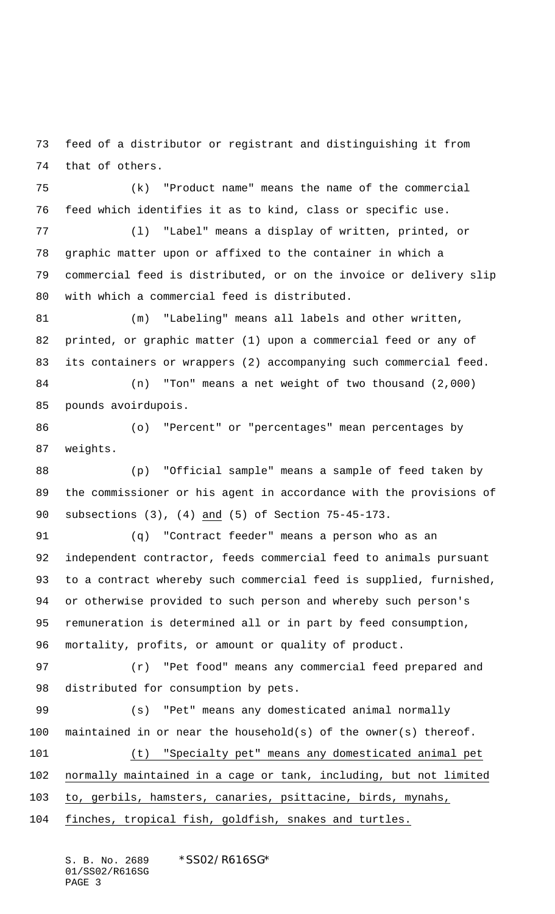feed of a distributor or registrant and distinguishing it from that of others.

(k) "Product name" means the name of the commercial feed which identifies it as to kind, class or specific use.

(l) "Label" means a display of written, printed, or graphic matter upon or affixed to the container in which a commercial feed is distributed, or on the invoice or delivery slip with which a commercial feed is distributed.

(m) "Labeling" means all labels and other written, printed, or graphic matter (1) upon a commercial feed or any of its containers or wrappers (2) accompanying such commercial feed.

(n) "Ton" means a net weight of two thousand (2,000) pounds avoirdupois.

(o) "Percent" or "percentages" mean percentages by weights.

(p) "Official sample" means a sample of feed taken by the commissioner or his agent in accordance with the provisions of subsections (3), (4) <u>and</u> (5) of Section 75-45-173.

(q) "Contract feeder" means a person who as an independent contractor, feeds commercial feed to animals pursuant to a contract whereby such commercial feed is supplied, furnished, or otherwise provided to such person and whereby such person's remuneration is determined all or in part by feed consumption, mortality, profits, or amount or quality of product.

(r) "Pet food" means any commercial feed prepared and distributed for consumption by pets.

(s) "Pet" means any domesticated animal normally maintained in or near the household(s) of the owner(s) thereof.

<u>(t) "Specialty pet" means any domesticated animal pet normally maintained in a cage or tank, including, but not limited to, gerbils, hamsters, canaries, psittacine, birds, mynahs, finches, tropical fish, goldfish, snakes and turtles.</u>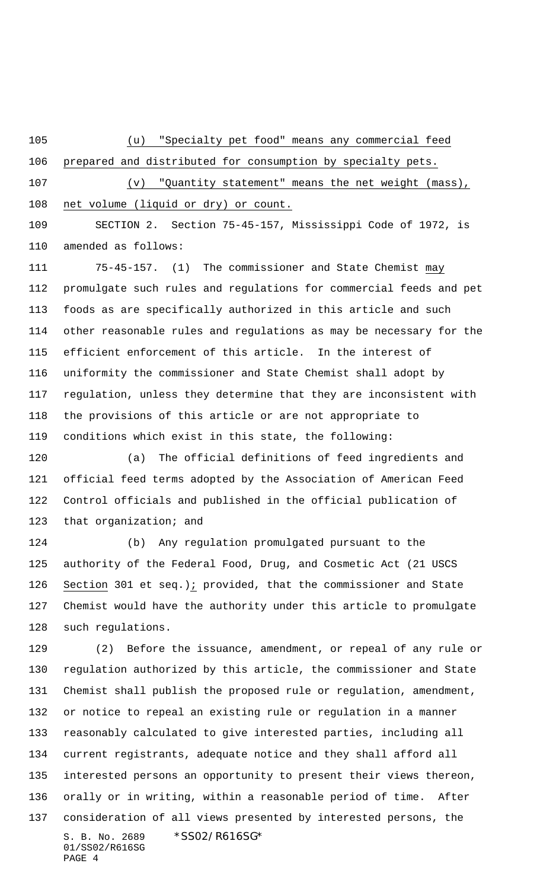(u) "Specialty pet food" means any commercial feed prepared and distributed for consumption by specialty pets.

(v) "Quantity statement" means the net weight (mass), net volume (liquid or dry) or count.

SECTION 2. Section 75-45-157, Mississippi Code of 1972, is amended as follows:

75-45-157. (1) The commissioner and State Chemist may promulgate such rules and regulations for commercial feeds and pet foods as are specifically authorized in this article and such other reasonable rules and regulations as may be necessary for the efficient enforcement of this article. In the interest of uniformity the commissioner and State Chemist shall adopt by regulation, unless they determine that they are inconsistent with the provisions of this article or are not appropriate to conditions which exist in this state, the following:

(a) The official definitions of feed ingredients and official feed terms adopted by the Association of American Feed Control officials and published in the official publication of that organization; and

(b) Any regulation promulgated pursuant to the authority of the Federal Food, Drug, and Cosmetic Act (21 USCS Section 301 et seq.); provided, that the commissioner and State Chemist would have the authority under this article to promulgate such regulations.

(2) Before the issuance, amendment, or repeal of any rule or regulation authorized by this article, the commissioner and State Chemist shall publish the proposed rule or regulation, amendment, or notice to repeal an existing rule or regulation in a manner reasonably calculated to give interested parties, including all current registrants, adequate notice and they shall afford all interested persons an opportunity to present their views thereon, orally or in writing, within a reasonable period of time. After consideration of all views presented by interested persons, the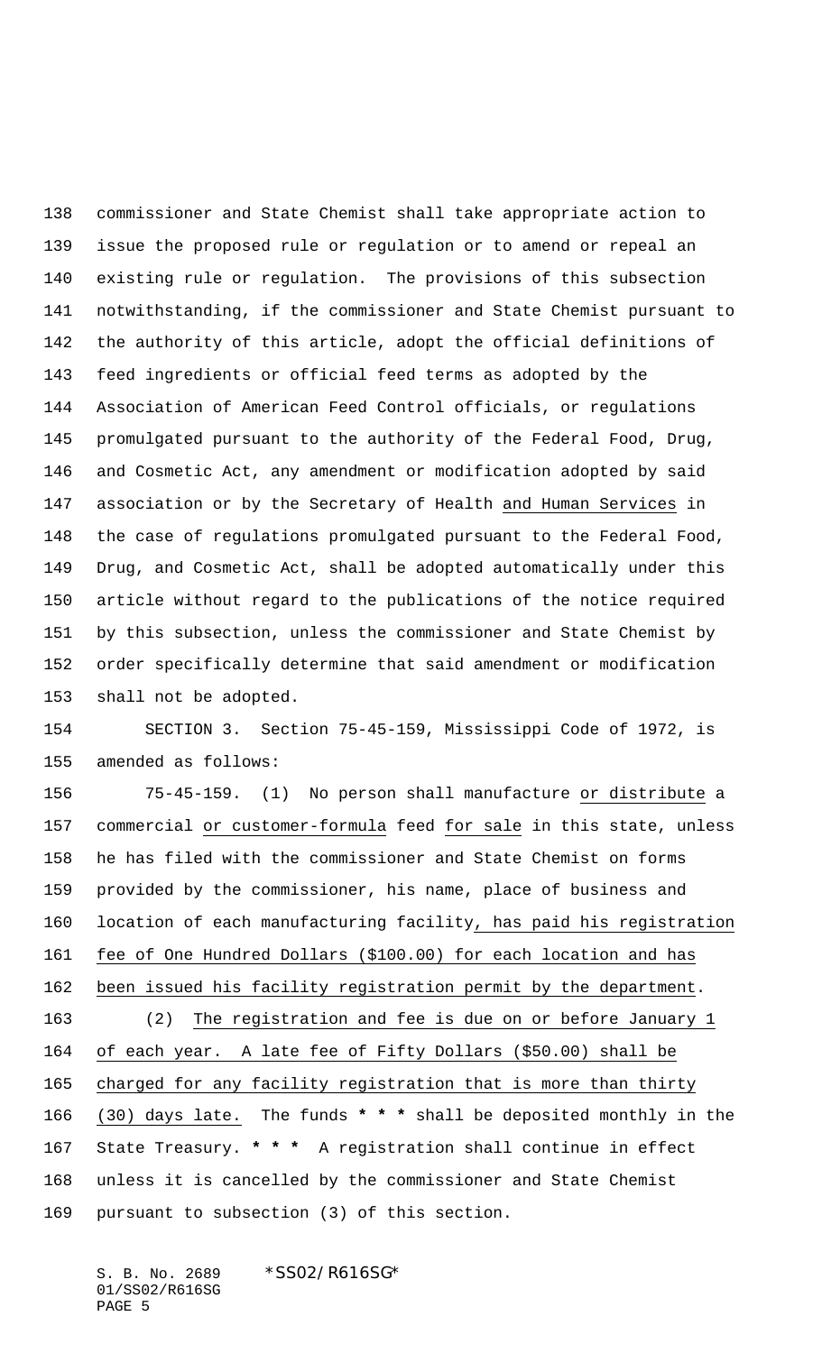commissioner and State Chemist shall take appropriate action to issue the proposed rule or regulation or to amend or repeal an existing rule or regulation. The provisions of this subsection notwithstanding, if the commissioner and State Chemist pursuant to the authority of this article, adopt the official definitions of feed ingredients or official feed terms as adopted by the Association of American Feed Control officials, or regulations promulgated pursuant to the authority of the Federal Food, Drug, and Cosmetic Act, any amendment or modification adopted by said association or by the Secretary of Health and Human Services in the case of regulations promulgated pursuant to the Federal Food, Drug, and Cosmetic Act, shall be adopted automatically under this article without regard to the publications of the notice required by this subsection, unless the commissioner and State Chemist by order specifically determine that said amendment or modification shall not be adopted.

SECTION 3. Section 75-45-159, Mississippi Code of 1972, is amended as follows:

75-45-159. (1) No person shall manufacture or distribute a commercial or customer-formula feed for sale in this state, unless he has filed with the commissioner and State Chemist on forms provided by the commissioner, his name, place of business and location of each manufacturing facility, has paid his registration fee of One Hundred Dollars ($100.00) for each location and has been issued his facility registration permit by the department.

(2) The registration and fee is due on or before January 1 of each year. A late fee of Fifty Dollars ($50.00) shall be charged for any facility registration that is more than thirty (30) days late. The funds **\* \* \*** shall be deposited monthly in the State Treasury. **\* \* \*** A registration shall continue in effect unless it is cancelled by the commissioner and State Chemist pursuant to subsection (3) of this section.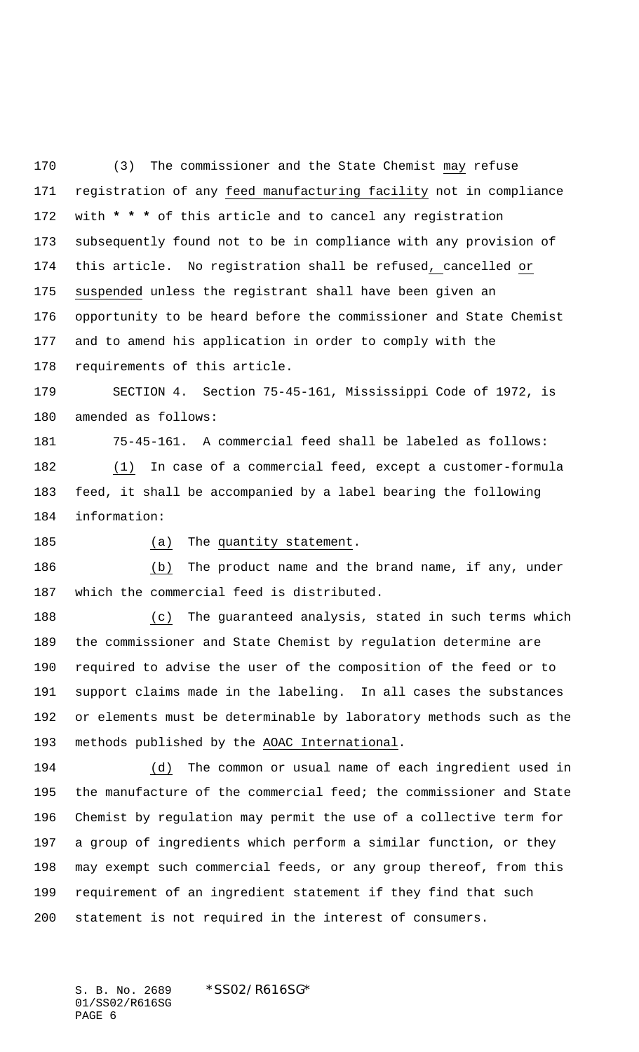(3) The commissioner and the State Chemist may refuse registration of any feed manufacturing facility not in compliance with * * * of this article and to cancel any registration subsequently found not to be in compliance with any provision of this article. No registration shall be refused, cancelled or suspended unless the registrant shall have been given an opportunity to be heard before the commissioner and State Chemist and to amend his application in order to comply with the requirements of this article.

SECTION 4. Section 75-45-161, Mississippi Code of 1972, is amended as follows:

75-45-161. A commercial feed shall be labeled as follows:

(1) In case of a commercial feed, except a customer-formula feed, it shall be accompanied by a label bearing the following information:

(a) The quantity statement.

(b) The product name and the brand name, if any, under which the commercial feed is distributed.

(c) The guaranteed analysis, stated in such terms which the commissioner and State Chemist by regulation determine are required to advise the user of the composition of the feed or to support claims made in the labeling. In all cases the substances or elements must be determinable by laboratory methods such as the methods published by the AOAC International.

(d) The common or usual name of each ingredient used in the manufacture of the commercial feed; the commissioner and State Chemist by regulation may permit the use of a collective term for a group of ingredients which perform a similar function, or they may exempt such commercial feeds, or any group thereof, from this requirement of an ingredient statement if they find that such statement is not required in the interest of consumers.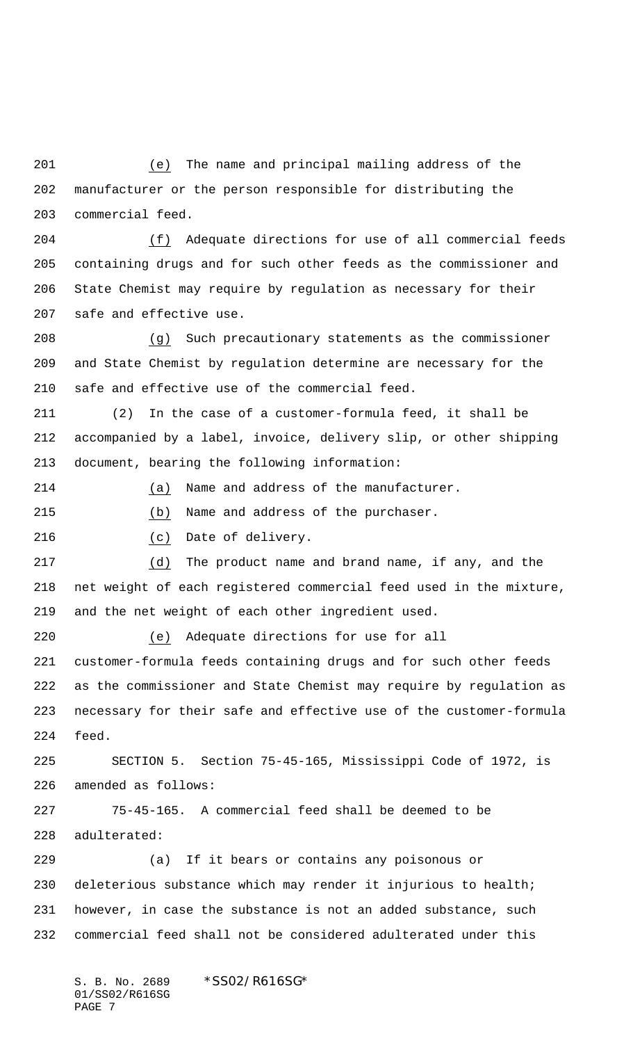(e) The name and principal mailing address of the manufacturer or the person responsible for distributing the commercial feed.

(f) Adequate directions for use of all commercial feeds containing drugs and for such other feeds as the commissioner and State Chemist may require by regulation as necessary for their safe and effective use.

(g) Such precautionary statements as the commissioner and State Chemist by regulation determine are necessary for the safe and effective use of the commercial feed.

(2) In the case of a customer-formula feed, it shall be accompanied by a label, invoice, delivery slip, or other shipping document, bearing the following information:

(a) Name and address of the manufacturer.

(b) Name and address of the purchaser.

(c) Date of delivery.

(d) The product name and brand name, if any, and the net weight of each registered commercial feed used in the mixture, and the net weight of each other ingredient used.

(e) Adequate directions for use for all customer-formula feeds containing drugs and for such other feeds as the commissioner and State Chemist may require by regulation as necessary for their safe and effective use of the customer-formula feed.

SECTION 5. Section 75-45-165, Mississippi Code of 1972, is amended as follows:

75-45-165. A commercial feed shall be deemed to be adulterated:

(a) If it bears or contains any poisonous or deleterious substance which may render it injurious to health; however, in case the substance is not an added substance, such commercial feed shall not be considered adulterated under this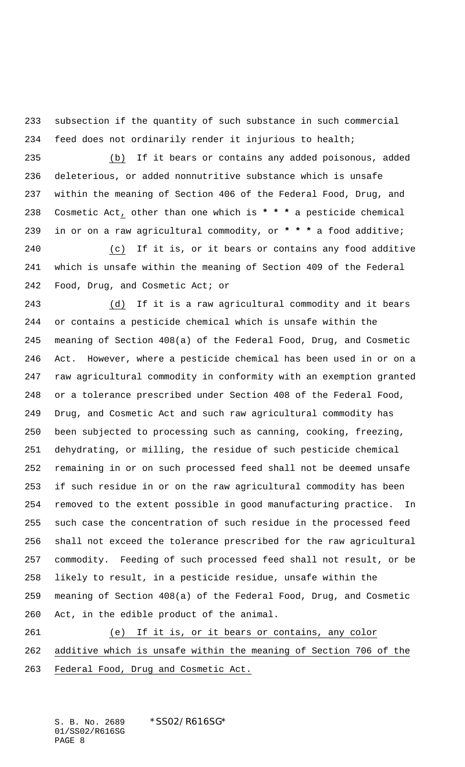subsection if the quantity of such substance in such commercial feed does not ordinarily render it injurious to health;

(b) If it bears or contains any added poisonous, added deleterious, or added nonnutritive substance which is unsafe within the meaning of Section 406 of the Federal Food, Drug, and Cosmetic Act, other than one which is * * * a pesticide chemical in or on a raw agricultural commodity, or * * * a food additive;

(c) If it is, or it bears or contains any food additive which is unsafe within the meaning of Section 409 of the Federal Food, Drug, and Cosmetic Act; or

(d) If it is a raw agricultural commodity and it bears or contains a pesticide chemical which is unsafe within the meaning of Section 408(a) of the Federal Food, Drug, and Cosmetic Act. However, where a pesticide chemical has been used in or on a raw agricultural commodity in conformity with an exemption granted or a tolerance prescribed under Section 408 of the Federal Food, Drug, and Cosmetic Act and such raw agricultural commodity has been subjected to processing such as canning, cooking, freezing, dehydrating, or milling, the residue of such pesticide chemical remaining in or on such processed feed shall not be deemed unsafe if such residue in or on the raw agricultural commodity has been removed to the extent possible in good manufacturing practice. In such case the concentration of such residue in the processed feed shall not exceed the tolerance prescribed for the raw agricultural commodity. Feeding of such processed feed shall not result, or be likely to result, in a pesticide residue, unsafe within the meaning of Section 408(a) of the Federal Food, Drug, and Cosmetic Act, in the edible product of the animal.

(e) If it is, or it bears or contains, any color additive which is unsafe within the meaning of Section 706 of the Federal Food, Drug and Cosmetic Act.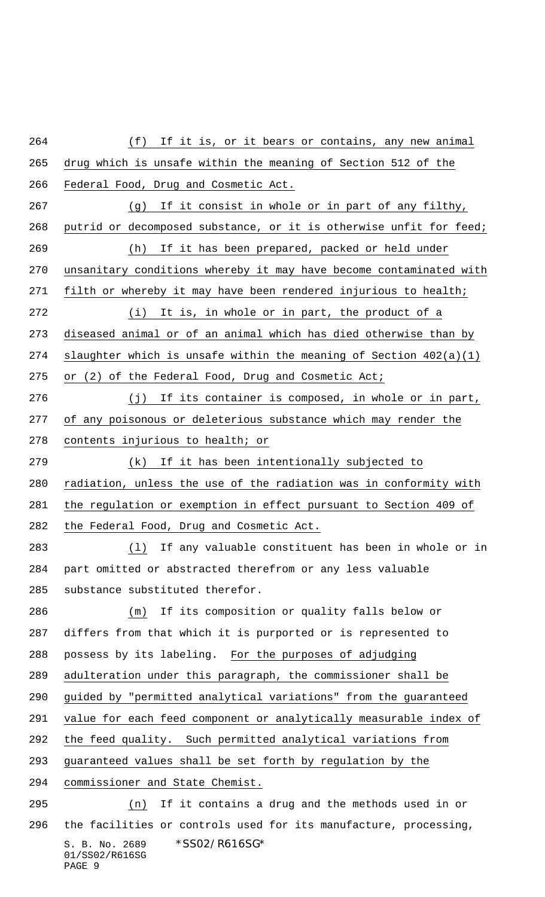(f) If it is, or it bears or contains, any new animal drug which is unsafe within the meaning of Section 512 of the Federal Food, Drug and Cosmetic Act.

(g) If it consist in whole or in part of any filthy, putrid or decomposed substance, or it is otherwise unfit for feed;

(h) If it has been prepared, packed or held under unsanitary conditions whereby it may have become contaminated with filth or whereby it may have been rendered injurious to health;

(i) It is, in whole or in part, the product of a diseased animal or of an animal which has died otherwise than by slaughter which is unsafe within the meaning of Section 402(a)(1) or (2) of the Federal Food, Drug and Cosmetic Act;

(j) If its container is composed, in whole or in part, of any poisonous or deleterious substance which may render the contents injurious to health; or

(k) If it has been intentionally subjected to radiation, unless the use of the radiation was in conformity with the regulation or exemption in effect pursuant to Section 409 of the Federal Food, Drug and Cosmetic Act.

(l) If any valuable constituent has been in whole or in part omitted or abstracted therefrom or any less valuable substance substituted therefor.

(m) If its composition or quality falls below or differs from that which it is purported or is represented to possess by its labeling. For the purposes of adjudging adulteration under this paragraph, the commissioner shall be guided by "permitted analytical variations" from the guaranteed value for each feed component or analytically measurable index of the feed quality. Such permitted analytical variations from guaranteed values shall be set forth by regulation by the commissioner and State Chemist.

(n) If it contains a drug and the methods used in or the facilities or controls used for its manufacture, processing,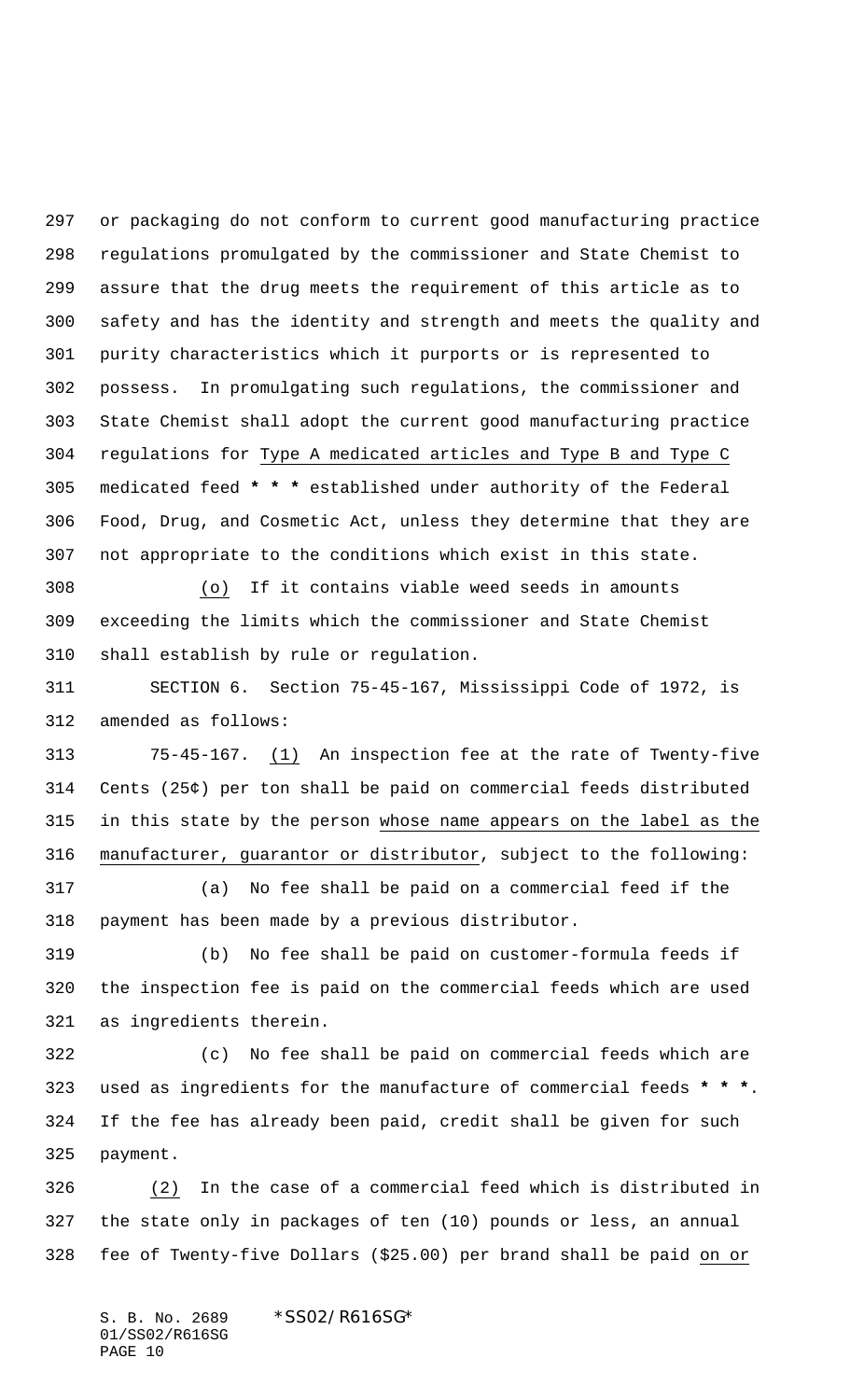or packaging do not conform to current good manufacturing practice regulations promulgated by the commissioner and State Chemist to assure that the drug meets the requirement of this article as to safety and has the identity and strength and meets the quality and purity characteristics which it purports or is represented to possess. In promulgating such regulations, the commissioner and State Chemist shall adopt the current good manufacturing practice regulations for Type A medicated articles and Type B and Type C medicated feed * * * established under authority of the Federal Food, Drug, and Cosmetic Act, unless they determine that they are not appropriate to the conditions which exist in this state.

(o) If it contains viable weed seeds in amounts exceeding the limits which the commissioner and State Chemist shall establish by rule or regulation.

SECTION 6. Section 75-45-167, Mississippi Code of 1972, is amended as follows:

75-45-167. (1) An inspection fee at the rate of Twenty-five Cents (25¢) per ton shall be paid on commercial feeds distributed in this state by the person whose name appears on the label as the manufacturer, guarantor or distributor, subject to the following:

(a) No fee shall be paid on a commercial feed if the payment has been made by a previous distributor.

(b) No fee shall be paid on customer-formula feeds if the inspection fee is paid on the commercial feeds which are used as ingredients therein.

(c) No fee shall be paid on commercial feeds which are used as ingredients for the manufacture of commercial feeds * * *. If the fee has already been paid, credit shall be given for such payment.

(2) In the case of a commercial feed which is distributed in the state only in packages of ten (10) pounds or less, an annual fee of Twenty-five Dollars ($25.00) per brand shall be paid on or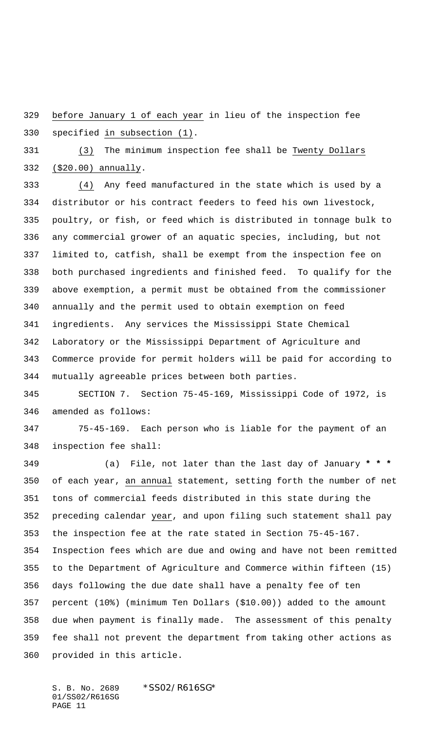before January 1 of each year in lieu of the inspection fee specified in subsection (1).

(3) The minimum inspection fee shall be Twenty Dollars ($20.00) annually.

(4) Any feed manufactured in the state which is used by a distributor or his contract feeders to feed his own livestock, poultry, or fish, or feed which is distributed in tonnage bulk to any commercial grower of an aquatic species, including, but not limited to, catfish, shall be exempt from the inspection fee on both purchased ingredients and finished feed. To qualify for the above exemption, a permit must be obtained from the commissioner annually and the permit used to obtain exemption on feed ingredients. Any services the Mississippi State Chemical Laboratory or the Mississippi Department of Agriculture and Commerce provide for permit holders will be paid for according to mutually agreeable prices between both parties.

SECTION 7. Section 75-45-169, Mississippi Code of 1972, is amended as follows:

75-45-169. Each person who is liable for the payment of an inspection fee shall:

(a) File, not later than the last day of January * * * of each year, an annual statement, setting forth the number of net tons of commercial feeds distributed in this state during the preceding calendar year, and upon filing such statement shall pay the inspection fee at the rate stated in Section 75-45-167. Inspection fees which are due and owing and have not been remitted to the Department of Agriculture and Commerce within fifteen (15) days following the due date shall have a penalty fee of ten percent (10%) (minimum Ten Dollars ($10.00)) added to the amount due when payment is finally made. The assessment of this penalty fee shall not prevent the department from taking other actions as provided in this article.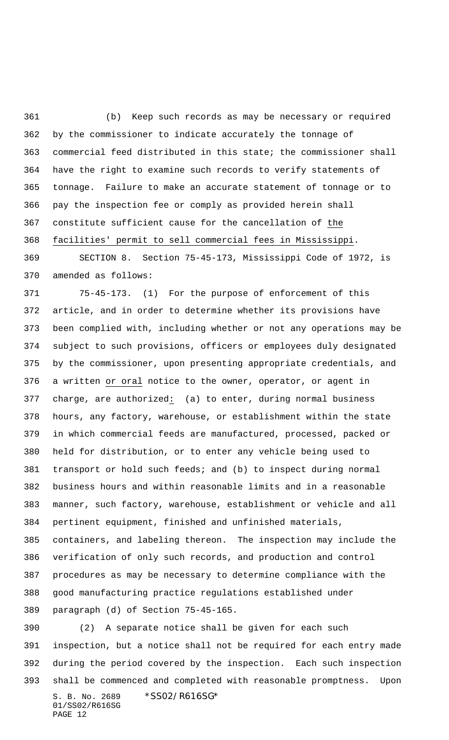(b) Keep such records as may be necessary or required by the commissioner to indicate accurately the tonnage of commercial feed distributed in this state; the commissioner shall have the right to examine such records to verify statements of tonnage. Failure to make an accurate statement of tonnage or to pay the inspection fee or comply as provided herein shall constitute sufficient cause for the cancellation of <u>the facilities' permit to sell commercial fees in Mississippi</u>.

SECTION 8. Section 75-45-173, Mississippi Code of 1972, is amended as follows:

75-45-173. (1) For the purpose of enforcement of this article, and in order to determine whether its provisions have been complied with, including whether or not any operations may be subject to such provisions, officers or employees duly designated by the commissioner, upon presenting appropriate credentials, and a written <u>or oral</u> notice to the owner, operator, or agent in charge, are authorized<u>:</u> (a) to enter, during normal business hours, any factory, warehouse, or establishment within the state in which commercial feeds are manufactured, processed, packed or held for distribution, or to enter any vehicle being used to transport or hold such feeds; and (b) to inspect during normal business hours and within reasonable limits and in a reasonable manner, such factory, warehouse, establishment or vehicle and all pertinent equipment, finished and unfinished materials, containers, and labeling thereon. The inspection may include the verification of only such records, and production and control procedures as may be necessary to determine compliance with the good manufacturing practice regulations established under paragraph (d) of Section 75-45-165.

(2) A separate notice shall be given for each such inspection, but a notice shall not be required for each entry made during the period covered by the inspection. Each such inspection shall be commenced and completed with reasonable promptness. Upon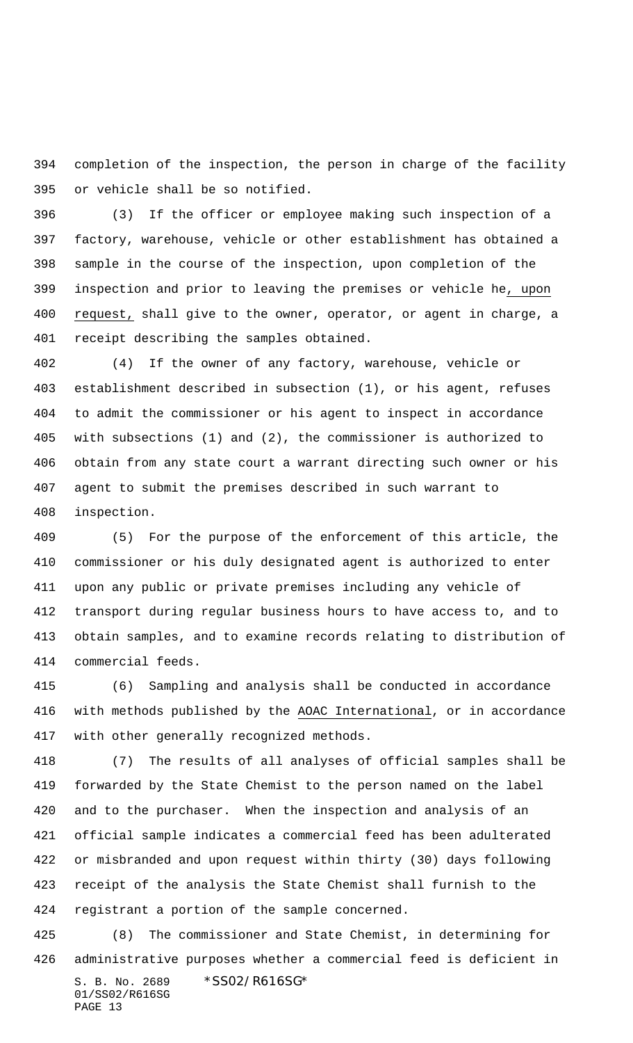completion of the inspection, the person in charge of the facility or vehicle shall be so notified.

(3) If the officer or employee making such inspection of a factory, warehouse, vehicle or other establishment has obtained a sample in the course of the inspection, upon completion of the inspection and prior to leaving the premises or vehicle he, upon request, shall give to the owner, operator, or agent in charge, a receipt describing the samples obtained.

(4) If the owner of any factory, warehouse, vehicle or establishment described in subsection (1), or his agent, refuses to admit the commissioner or his agent to inspect in accordance with subsections (1) and (2), the commissioner is authorized to obtain from any state court a warrant directing such owner or his agent to submit the premises described in such warrant to inspection.

(5) For the purpose of the enforcement of this article, the commissioner or his duly designated agent is authorized to enter upon any public or private premises including any vehicle of transport during regular business hours to have access to, and to obtain samples, and to examine records relating to distribution of commercial feeds.

(6) Sampling and analysis shall be conducted in accordance with methods published by the AOAC International, or in accordance with other generally recognized methods.

(7) The results of all analyses of official samples shall be forwarded by the State Chemist to the person named on the label and to the purchaser. When the inspection and analysis of an official sample indicates a commercial feed has been adulterated or misbranded and upon request within thirty (30) days following receipt of the analysis the State Chemist shall furnish to the registrant a portion of the sample concerned.

(8) The commissioner and State Chemist, in determining for administrative purposes whether a commercial feed is deficient in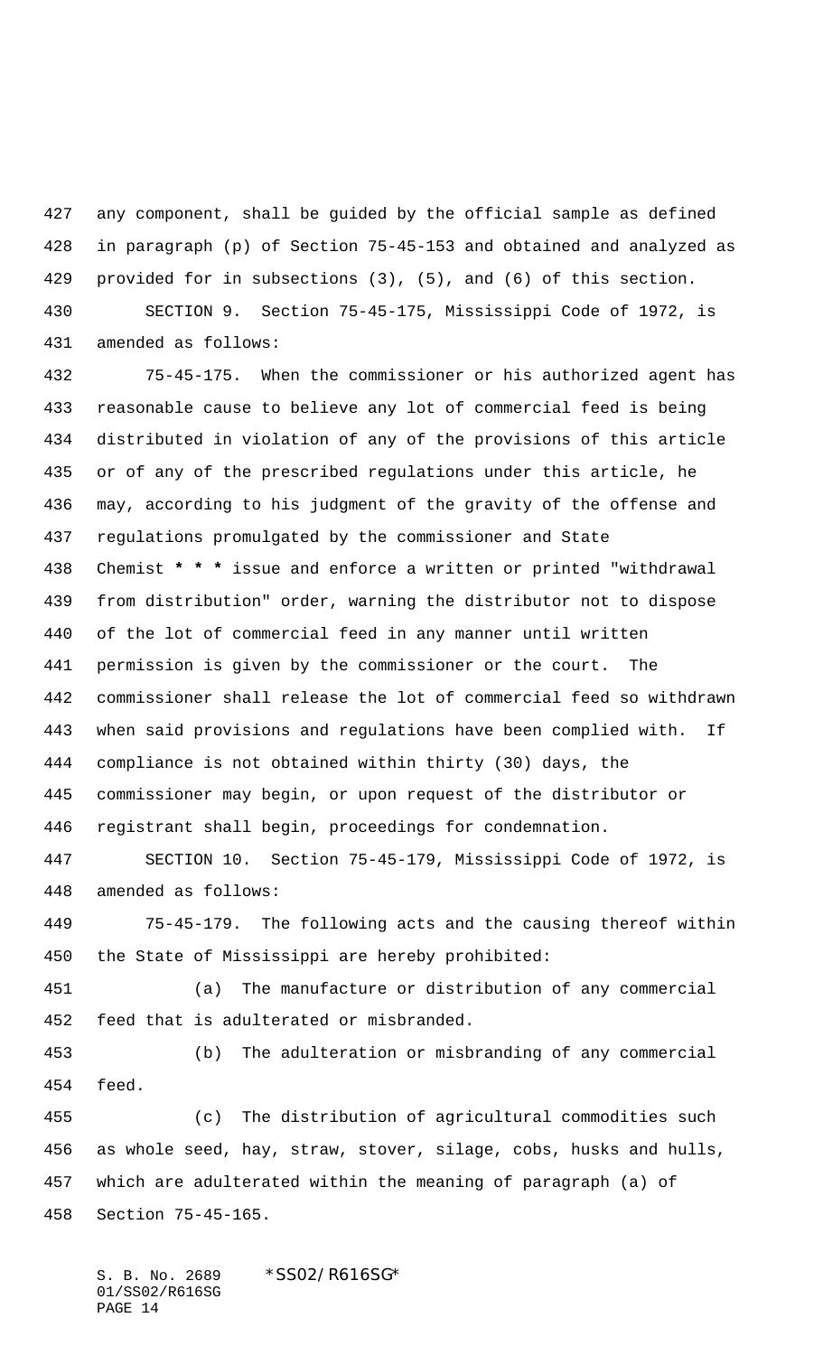any component, shall be guided by the official sample as defined in paragraph (p) of Section 75-45-153 and obtained and analyzed as provided for in subsections (3), (5), and (6) of this section.

SECTION 9. Section 75-45-175, Mississippi Code of 1972, is amended as follows:

75-45-175. When the commissioner or his authorized agent has reasonable cause to believe any lot of commercial feed is being distributed in violation of any of the provisions of this article or of any of the prescribed regulations under this article, he may, according to his judgment of the gravity of the offense and regulations promulgated by the commissioner and State Chemist **\* \* \*** issue and enforce a written or printed "withdrawal from distribution" order, warning the distributor not to dispose of the lot of commercial feed in any manner until written permission is given by the commissioner or the court. The commissioner shall release the lot of commercial feed so withdrawn when said provisions and regulations have been complied with. If compliance is not obtained within thirty (30) days, the commissioner may begin, or upon request of the distributor or registrant shall begin, proceedings for condemnation.

SECTION 10. Section 75-45-179, Mississippi Code of 1972, is amended as follows:

75-45-179. The following acts and the causing thereof within the State of Mississippi are hereby prohibited:

(a) The manufacture or distribution of any commercial feed that is adulterated or misbranded.

(b) The adulteration or misbranding of any commercial feed.

(c) The distribution of agricultural commodities such as whole seed, hay, straw, stover, silage, cobs, husks and hulls, which are adulterated within the meaning of paragraph (a) of Section 75-45-165.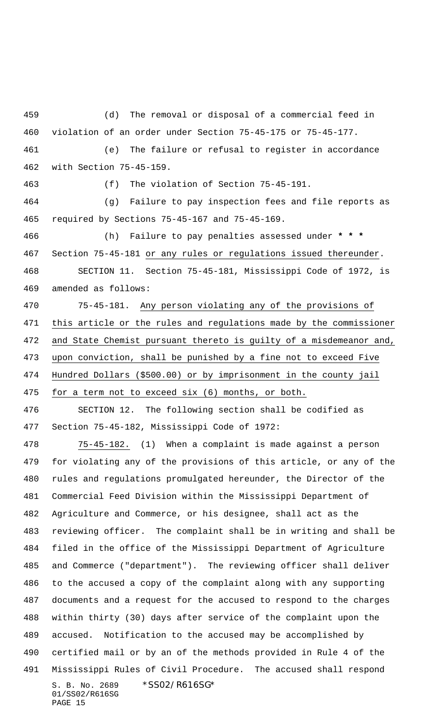(d) The removal or disposal of a commercial feed in violation of an order under Section 75-45-175 or 75-45-177.

(e) The failure or refusal to register in accordance with Section 75-45-159.

(f) The violation of Section 75-45-191.

(g) Failure to pay inspection fees and file reports as required by Sections 75-45-167 and 75-45-169.

(h) Failure to pay penalties assessed under * * * Section 75-45-181 or any rules or regulations issued thereunder.

SECTION 11. Section 75-45-181, Mississippi Code of 1972, is amended as follows:

75-45-181. Any person violating any of the provisions of this article or the rules and regulations made by the commissioner and State Chemist pursuant thereto is guilty of a misdemeanor and, upon conviction, shall be punished by a fine not to exceed Five Hundred Dollars ($500.00) or by imprisonment in the county jail for a term not to exceed six (6) months, or both.

SECTION 12. The following section shall be codified as Section 75-45-182, Mississippi Code of 1972:

75-45-182. (1) When a complaint is made against a person for violating any of the provisions of this article, or any of the rules and regulations promulgated hereunder, the Director of the Commercial Feed Division within the Mississippi Department of Agriculture and Commerce, or his designee, shall act as the reviewing officer. The complaint shall be in writing and shall be filed in the office of the Mississippi Department of Agriculture and Commerce ("department"). The reviewing officer shall deliver to the accused a copy of the complaint along with any supporting documents and a request for the accused to respond to the charges within thirty (30) days after service of the complaint upon the accused. Notification to the accused may be accomplished by certified mail or by an of the methods provided in Rule 4 of the Mississippi Rules of Civil Procedure. The accused shall respond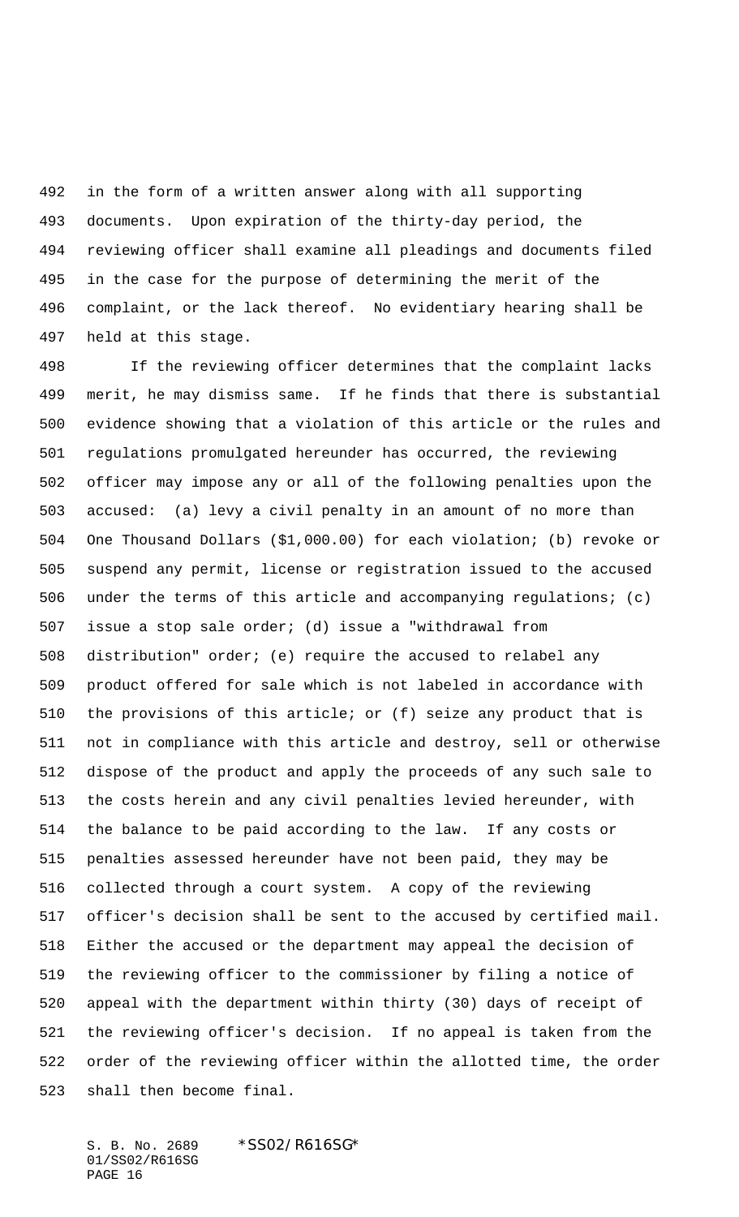in the form of a written answer along with all supporting documents. Upon expiration of the thirty-day period, the reviewing officer shall examine all pleadings and documents filed in the case for the purpose of determining the merit of the complaint, or the lack thereof. No evidentiary hearing shall be held at this stage.

If the reviewing officer determines that the complaint lacks merit, he may dismiss same. If he finds that there is substantial evidence showing that a violation of this article or the rules and regulations promulgated hereunder has occurred, the reviewing officer may impose any or all of the following penalties upon the accused: (a) levy a civil penalty in an amount of no more than One Thousand Dollars ($1,000.00) for each violation; (b) revoke or suspend any permit, license or registration issued to the accused under the terms of this article and accompanying regulations; (c) issue a stop sale order; (d) issue a "withdrawal from distribution" order; (e) require the accused to relabel any product offered for sale which is not labeled in accordance with the provisions of this article; or (f) seize any product that is not in compliance with this article and destroy, sell or otherwise dispose of the product and apply the proceeds of any such sale to the costs herein and any civil penalties levied hereunder, with the balance to be paid according to the law. If any costs or penalties assessed hereunder have not been paid, they may be collected through a court system. A copy of the reviewing officer's decision shall be sent to the accused by certified mail. Either the accused or the department may appeal the decision of the reviewing officer to the commissioner by filing a notice of appeal with the department within thirty (30) days of receipt of the reviewing officer's decision. If no appeal is taken from the order of the reviewing officer within the allotted time, the order shall then become final.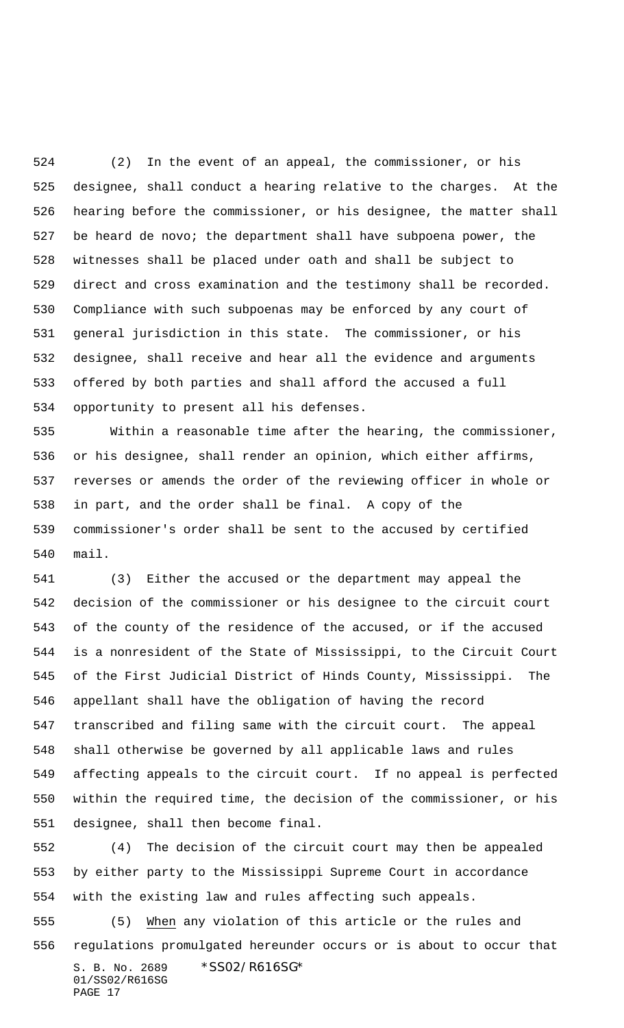(2) In the event of an appeal, the commissioner, or his designee, shall conduct a hearing relative to the charges. At the hearing before the commissioner, or his designee, the matter shall be heard de novo; the department shall have subpoena power, the witnesses shall be placed under oath and shall be subject to direct and cross examination and the testimony shall be recorded. Compliance with such subpoenas may be enforced by any court of general jurisdiction in this state. The commissioner, or his designee, shall receive and hear all the evidence and arguments offered by both parties and shall afford the accused a full opportunity to present all his defenses.

Within a reasonable time after the hearing, the commissioner, or his designee, shall render an opinion, which either affirms, reverses or amends the order of the reviewing officer in whole or in part, and the order shall be final. A copy of the commissioner's order shall be sent to the accused by certified mail.

(3) Either the accused or the department may appeal the decision of the commissioner or his designee to the circuit court of the county of the residence of the accused, or if the accused is a nonresident of the State of Mississippi, to the Circuit Court of the First Judicial District of Hinds County, Mississippi. The appellant shall have the obligation of having the record transcribed and filing same with the circuit court. The appeal shall otherwise be governed by all applicable laws and rules affecting appeals to the circuit court. If no appeal is perfected within the required time, the decision of the commissioner, or his designee, shall then become final.

(4) The decision of the circuit court may then be appealed by either party to the Mississippi Supreme Court in accordance with the existing law and rules affecting such appeals.

(5) When any violation of this article or the rules and regulations promulgated hereunder occurs or is about to occur that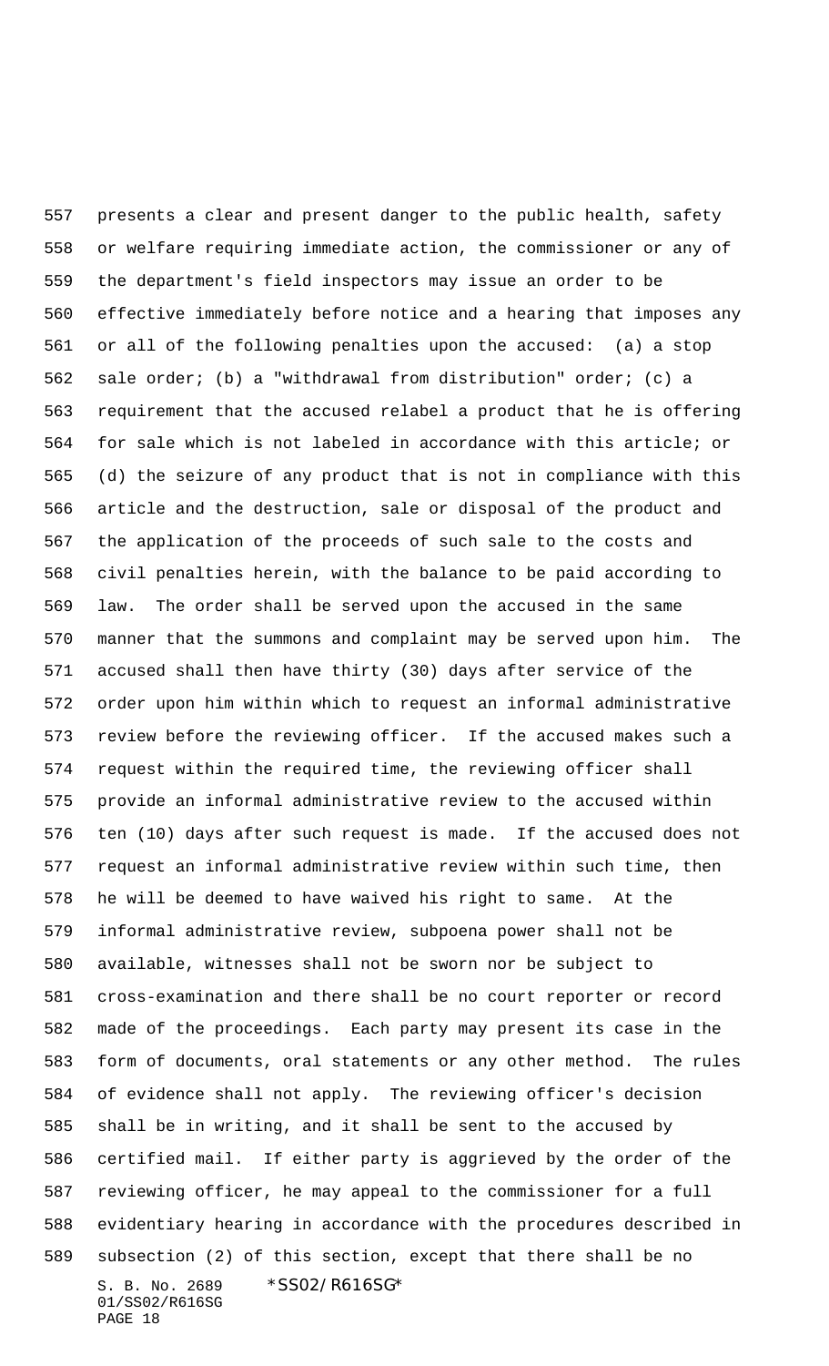presents a clear and present danger to the public health, safety or welfare requiring immediate action, the commissioner or any of the department's field inspectors may issue an order to be effective immediately before notice and a hearing that imposes any or all of the following penalties upon the accused: (a) a stop sale order; (b) a "withdrawal from distribution" order; (c) a requirement that the accused relabel a product that he is offering for sale which is not labeled in accordance with this article; or (d) the seizure of any product that is not in compliance with this article and the destruction, sale or disposal of the product and the application of the proceeds of such sale to the costs and civil penalties herein, with the balance to be paid according to law. The order shall be served upon the accused in the same manner that the summons and complaint may be served upon him. The accused shall then have thirty (30) days after service of the order upon him within which to request an informal administrative review before the reviewing officer. If the accused makes such a request within the required time, the reviewing officer shall provide an informal administrative review to the accused within ten (10) days after such request is made. If the accused does not request an informal administrative review within such time, then he will be deemed to have waived his right to same. At the informal administrative review, subpoena power shall not be available, witnesses shall not be sworn nor be subject to cross-examination and there shall be no court reporter or record made of the proceedings. Each party may present its case in the form of documents, oral statements or any other method. The rules of evidence shall not apply. The reviewing officer's decision shall be in writing, and it shall be sent to the accused by certified mail. If either party is aggrieved by the order of the reviewing officer, he may appeal to the commissioner for a full evidentiary hearing in accordance with the procedures described in subsection (2) of this section, except that there shall be no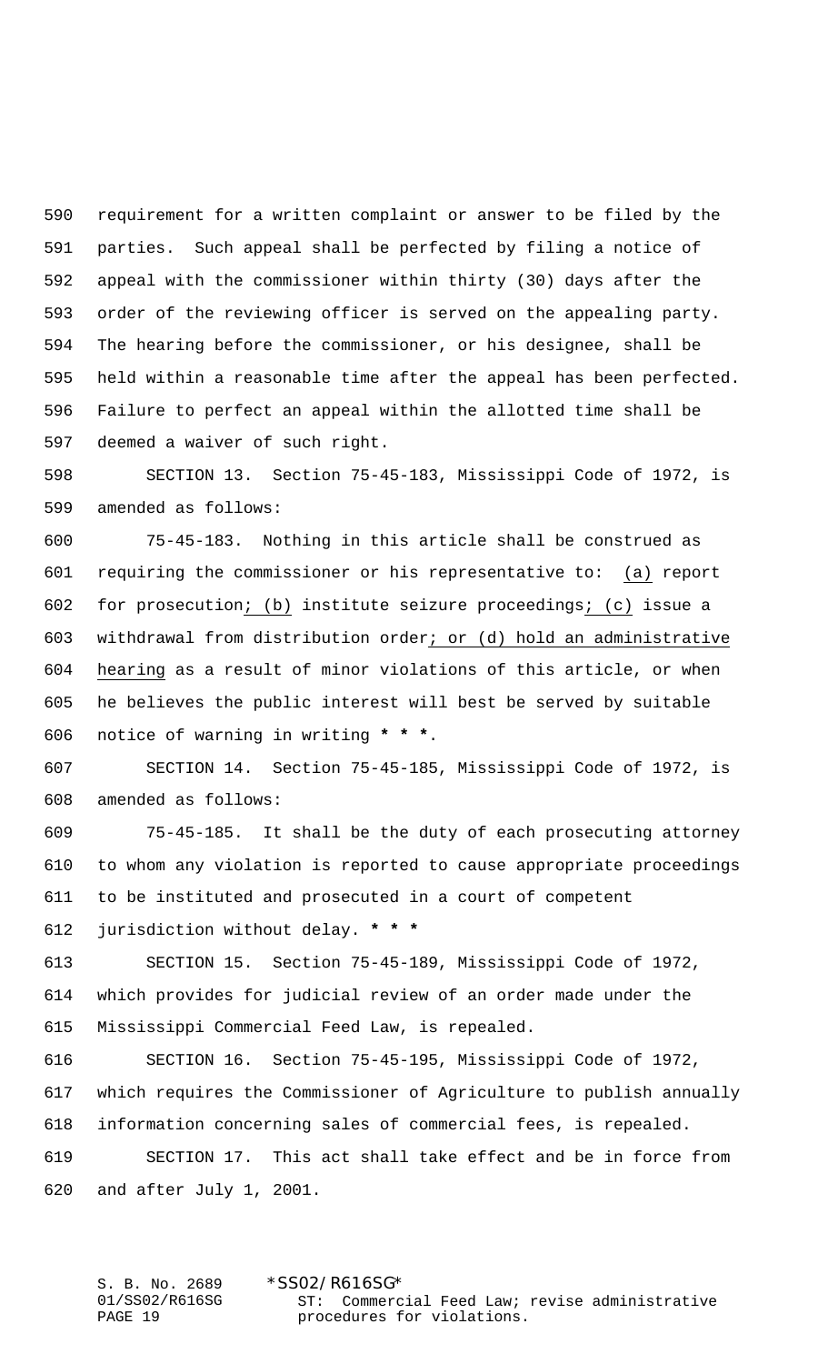requirement for a written complaint or answer to be filed by the parties. Such appeal shall be perfected by filing a notice of appeal with the commissioner within thirty (30) days after the order of the reviewing officer is served on the appealing party. The hearing before the commissioner, or his designee, shall be held within a reasonable time after the appeal has been perfected. Failure to perfect an appeal within the allotted time shall be deemed a waiver of such right.

SECTION 13. Section 75-45-183, Mississippi Code of 1972, is amended as follows:

75-45-183. Nothing in this article shall be construed as requiring the commissioner or his representative to: (a) report for prosecution; (b) institute seizure proceedings; (c) issue a withdrawal from distribution order; or (d) hold an administrative hearing as a result of minor violations of this article, or when he believes the public interest will best be served by suitable notice of warning in writing * * *.

SECTION 14. Section 75-45-185, Mississippi Code of 1972, is amended as follows:

75-45-185. It shall be the duty of each prosecuting attorney to whom any violation is reported to cause appropriate proceedings to be instituted and prosecuted in a court of competent jurisdiction without delay. * * *

SECTION 15. Section 75-45-189, Mississippi Code of 1972, which provides for judicial review of an order made under the Mississippi Commercial Feed Law, is repealed.

SECTION 16. Section 75-45-195, Mississippi Code of 1972, which requires the Commissioner of Agriculture to publish annually information concerning sales of commercial fees, is repealed.

SECTION 17. This act shall take effect and be in force from and after July 1, 2001.